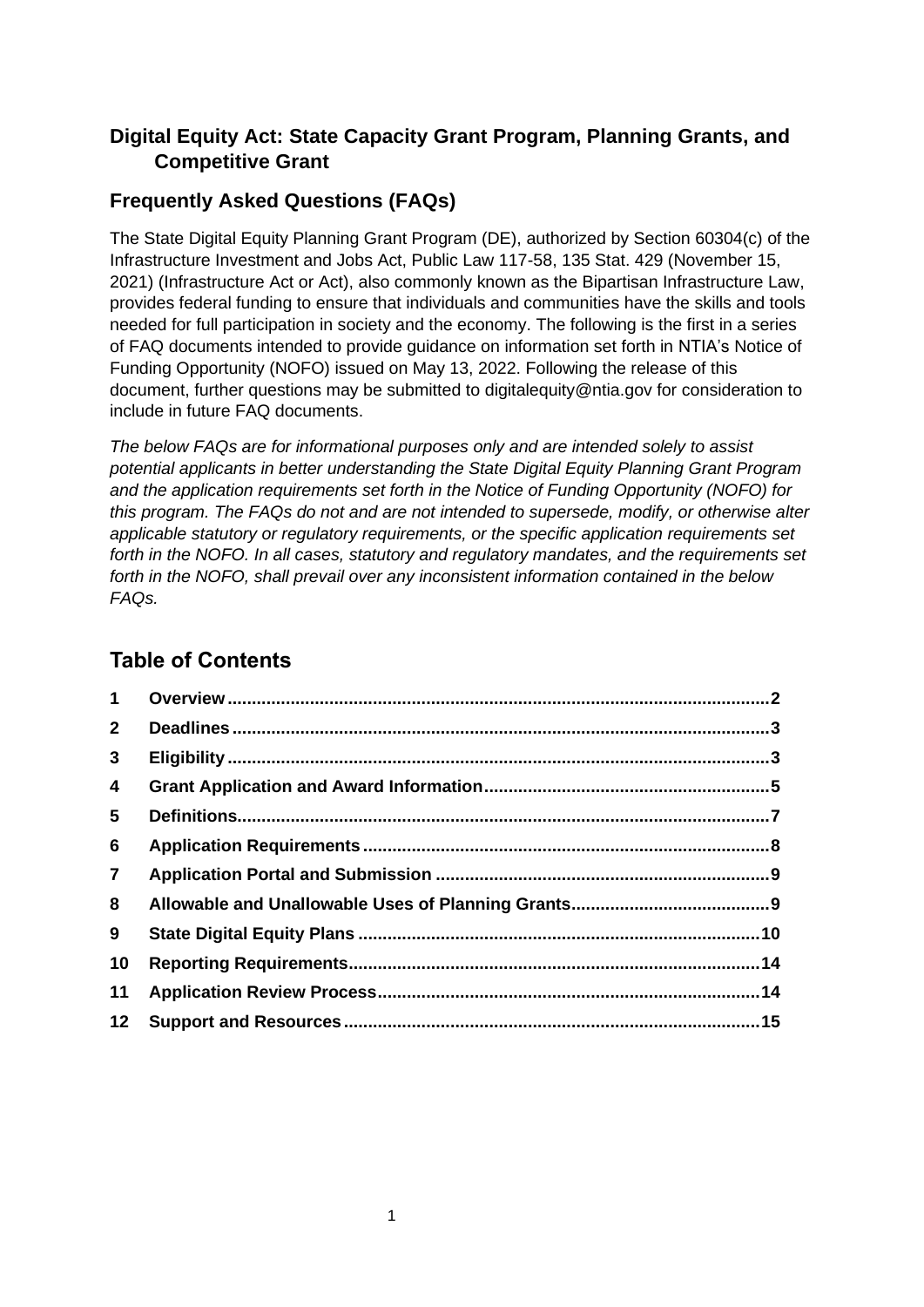## Digital Equity Act: State Capacity Grant Program, Planning Grants, and Competitive Grant

## Frequently Asked Questions (FAQs)

The State Digital Equity Planning Grant Program (DE), authorized by Section 60304(c) of the Infrastructure Investment and Jobs Act, Public Law 117-58, 135 Stat. 429 (November 15, 2021) (Infrastructure Act or Act), also commonly known as the Bipartisan Infrastructure Law, provides federal funding to ensure that individuals and communities have the skills and tools needed for full participation in society and the economy. The following is the first in a series of FAQ documents intended to provide guidance on information set forth in NTIA's Notice of Funding Opportunity (NOFO) issued on May 13, 2022. Following the release of this document, further questions may be submitted to digitalequity@ntia.gov for consideration to include in future FAQ documents.

*The below FAQs are for informational purposes only and are intended solely to assist potential applicants in better understanding the State Digital Equity Planning Grant Program and the application requirements set forth in the Notice of Funding Opportunity (NOFO) for this program. The FAQs do not and are not intended to supersede, modify, or otherwise alter applicable statutory or regulatory requirements, or the specific application requirements set forth in the NOFO. In all cases, statutory and regulatory mandates, and the requirements set forth in the NOFO, shall prevail over any inconsistent information contained in the below FAQs.*

## Table of Contents

1. **Overview** ........ 2
2. **Deadlines** ........ 3
3. **Eligibility** ........ 3
4. **Grant Application and Award Information** ........ 5
5. **Definitions** ........ 7
6. **Application Requirements** ........ 8
7. **Application Portal and Submission** ........ 9
8. **Allowable and Unallowable Uses of Planning Grants** ........ 9
9. **State Digital Equity Plans** ........ 10
10. **Reporting Requirements** ........ 14
11. **Application Review Process** ........ 14
12. **Support and Resources** ........ 15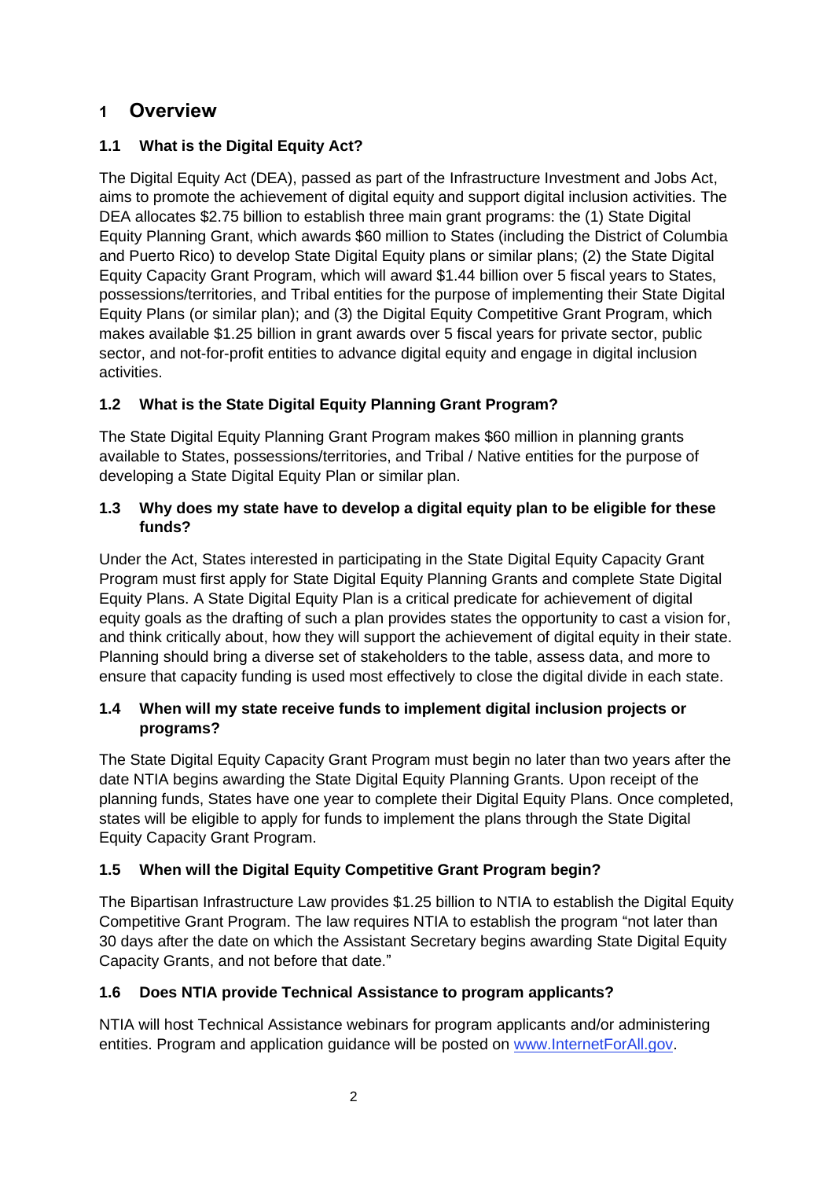# 1 Overview

## 1.1 What is the Digital Equity Act?

The Digital Equity Act (DEA), passed as part of the Infrastructure Investment and Jobs Act, aims to promote the achievement of digital equity and support digital inclusion activities. The DEA allocates $2.75 billion to establish three main grant programs: the (1) State Digital Equity Planning Grant, which awards $60 million to States (including the District of Columbia and Puerto Rico) to develop State Digital Equity plans or similar plans; (2) the State Digital Equity Capacity Grant Program, which will award $1.44 billion over 5 fiscal years to States, possessions/territories, and Tribal entities for the purpose of implementing their State Digital Equity Plans (or similar plan); and (3) the Digital Equity Competitive Grant Program, which makes available $1.25 billion in grant awards over 5 fiscal years for private sector, public sector, and not-for-profit entities to advance digital equity and engage in digital inclusion activities.

## 1.2 What is the State Digital Equity Planning Grant Program?

The State Digital Equity Planning Grant Program makes $60 million in planning grants available to States, possessions/territories, and Tribal / Native entities for the purpose of developing a State Digital Equity Plan or similar plan.

## 1.3 Why does my state have to develop a digital equity plan to be eligible for these funds?

Under the Act, States interested in participating in the State Digital Equity Capacity Grant Program must first apply for State Digital Equity Planning Grants and complete State Digital Equity Plans. A State Digital Equity Plan is a critical predicate for achievement of digital equity goals as the drafting of such a plan provides states the opportunity to cast a vision for, and think critically about, how they will support the achievement of digital equity in their state. Planning should bring a diverse set of stakeholders to the table, assess data, and more to ensure that capacity funding is used most effectively to close the digital divide in each state.

## 1.4 When will my state receive funds to implement digital inclusion projects or programs?

The State Digital Equity Capacity Grant Program must begin no later than two years after the date NTIA begins awarding the State Digital Equity Planning Grants. Upon receipt of the planning funds, States have one year to complete their Digital Equity Plans. Once completed, states will be eligible to apply for funds to implement the plans through the State Digital Equity Capacity Grant Program.

## 1.5 When will the Digital Equity Competitive Grant Program begin?

The Bipartisan Infrastructure Law provides $1.25 billion to NTIA to establish the Digital Equity Competitive Grant Program. The law requires NTIA to establish the program "not later than 30 days after the date on which the Assistant Secretary begins awarding State Digital Equity Capacity Grants, and not before that date."

## 1.6 Does NTIA provide Technical Assistance to program applicants?

NTIA will host Technical Assistance webinars for program applicants and/or administering entities. Program and application guidance will be posted on [www.InternetForAll.gov](http://www.InternetForAll.gov).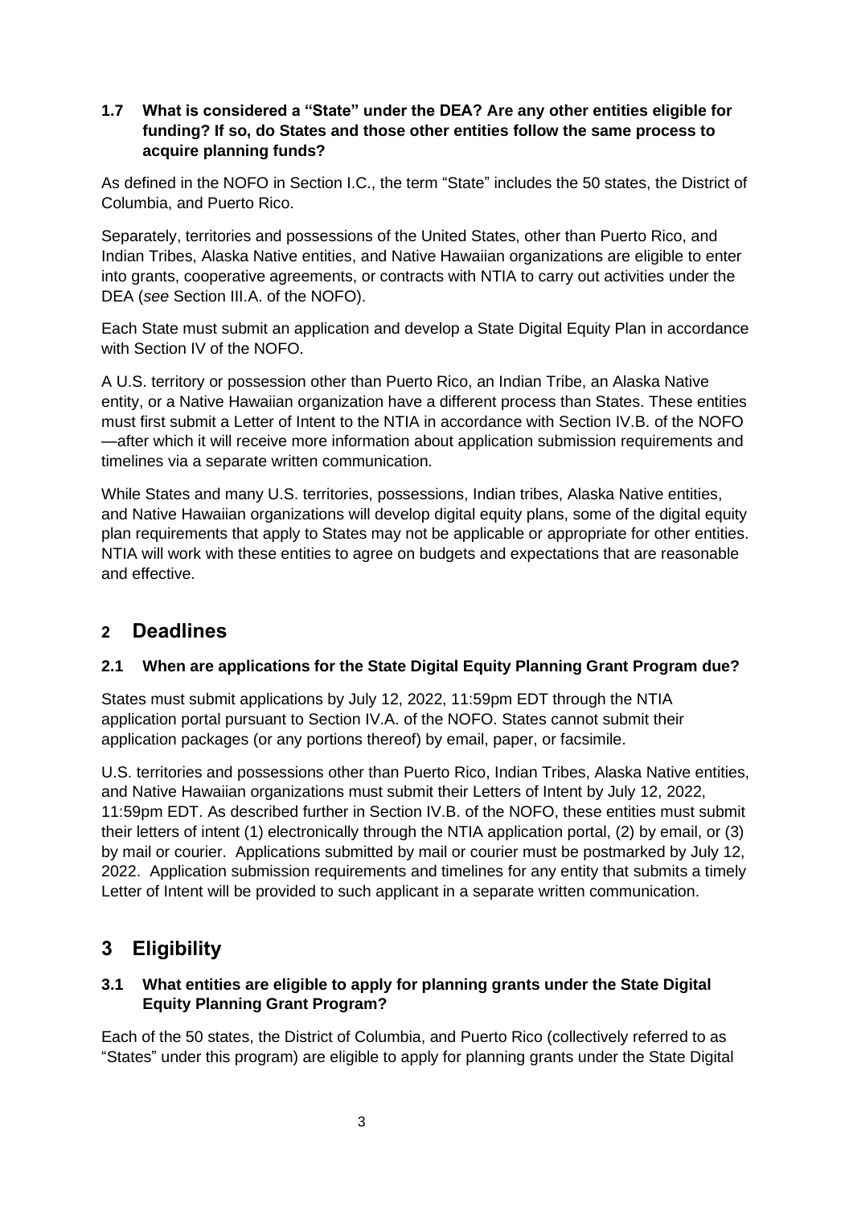### 1.7 What is considered a "State" under the DEA? Are any other entities eligible for funding? If so, do States and those other entities follow the same process to acquire planning funds?

As defined in the NOFO in Section I.C., the term "State" includes the 50 states, the District of Columbia, and Puerto Rico.

Separately, territories and possessions of the United States, other than Puerto Rico, and Indian Tribes, Alaska Native entities, and Native Hawaiian organizations are eligible to enter into grants, cooperative agreements, or contracts with NTIA to carry out activities under the DEA (*see* Section III.A. of the NOFO).

Each State must submit an application and develop a State Digital Equity Plan in accordance with Section IV of the NOFO.

A U.S. territory or possession other than Puerto Rico, an Indian Tribe, an Alaska Native entity, or a Native Hawaiian organization have a different process than States. These entities must first submit a Letter of Intent to the NTIA in accordance with Section IV.B. of the NOFO —after which it will receive more information about application submission requirements and timelines via a separate written communication.

While States and many U.S. territories, possessions, Indian tribes, Alaska Native entities, and Native Hawaiian organizations will develop digital equity plans, some of the digital equity plan requirements that apply to States may not be applicable or appropriate for other entities. NTIA will work with these entities to agree on budgets and expectations that are reasonable and effective.

## 2 Deadlines

### 2.1 When are applications for the State Digital Equity Planning Grant Program due?

States must submit applications by July 12, 2022, 11:59pm EDT through the NTIA application portal pursuant to Section IV.A. of the NOFO. States cannot submit their application packages (or any portions thereof) by email, paper, or facsimile.

U.S. territories and possessions other than Puerto Rico, Indian Tribes, Alaska Native entities, and Native Hawaiian organizations must submit their Letters of Intent by July 12, 2022, 11:59pm EDT. As described further in Section IV.B. of the NOFO, these entities must submit their letters of intent (1) electronically through the NTIA application portal, (2) by email, or (3) by mail or courier. Applications submitted by mail or courier must be postmarked by July 12, 2022. Application submission requirements and timelines for any entity that submits a timely Letter of Intent will be provided to such applicant in a separate written communication.

## 3 Eligibility

### 3.1 What entities are eligible to apply for planning grants under the State Digital Equity Planning Grant Program?

Each of the 50 states, the District of Columbia, and Puerto Rico (collectively referred to as "States" under this program) are eligible to apply for planning grants under the State Digital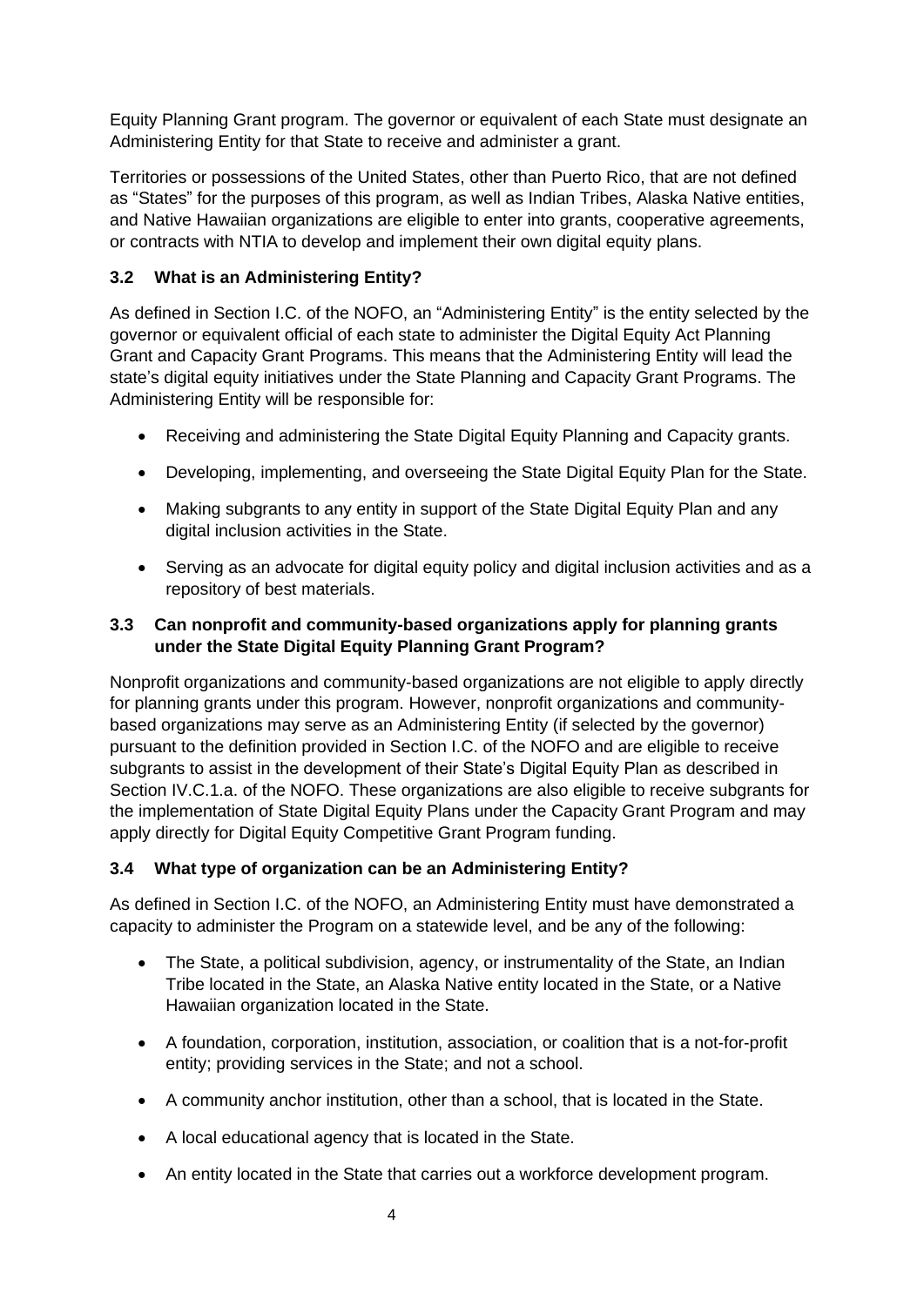Equity Planning Grant program. The governor or equivalent of each State must designate an Administering Entity for that State to receive and administer a grant.

Territories or possessions of the United States, other than Puerto Rico, that are not defined as "States" for the purposes of this program, as well as Indian Tribes, Alaska Native entities, and Native Hawaiian organizations are eligible to enter into grants, cooperative agreements, or contracts with NTIA to develop and implement their own digital equity plans.

### 3.2 What is an Administering Entity?

As defined in Section I.C. of the NOFO, an "Administering Entity" is the entity selected by the governor or equivalent official of each state to administer the Digital Equity Act Planning Grant and Capacity Grant Programs. This means that the Administering Entity will lead the state's digital equity initiatives under the State Planning and Capacity Grant Programs. The Administering Entity will be responsible for:

- Receiving and administering the State Digital Equity Planning and Capacity grants.
- Developing, implementing, and overseeing the State Digital Equity Plan for the State.
- Making subgrants to any entity in support of the State Digital Equity Plan and any digital inclusion activities in the State.
- Serving as an advocate for digital equity policy and digital inclusion activities and as a repository of best materials.

### 3.3 Can nonprofit and community-based organizations apply for planning grants under the State Digital Equity Planning Grant Program?

Nonprofit organizations and community-based organizations are not eligible to apply directly for planning grants under this program. However, nonprofit organizations and community-based organizations may serve as an Administering Entity (if selected by the governor) pursuant to the definition provided in Section I.C. of the NOFO and are eligible to receive subgrants to assist in the development of their State's Digital Equity Plan as described in Section IV.C.1.a. of the NOFO. These organizations are also eligible to receive subgrants for the implementation of State Digital Equity Plans under the Capacity Grant Program and may apply directly for Digital Equity Competitive Grant Program funding.

### 3.4 What type of organization can be an Administering Entity?

As defined in Section I.C. of the NOFO, an Administering Entity must have demonstrated a capacity to administer the Program on a statewide level, and be any of the following:

- The State, a political subdivision, agency, or instrumentality of the State, an Indian Tribe located in the State, an Alaska Native entity located in the State, or a Native Hawaiian organization located in the State.
- A foundation, corporation, institution, association, or coalition that is a not-for-profit entity; providing services in the State; and not a school.
- A community anchor institution, other than a school, that is located in the State.
- A local educational agency that is located in the State.
- An entity located in the State that carries out a workforce development program.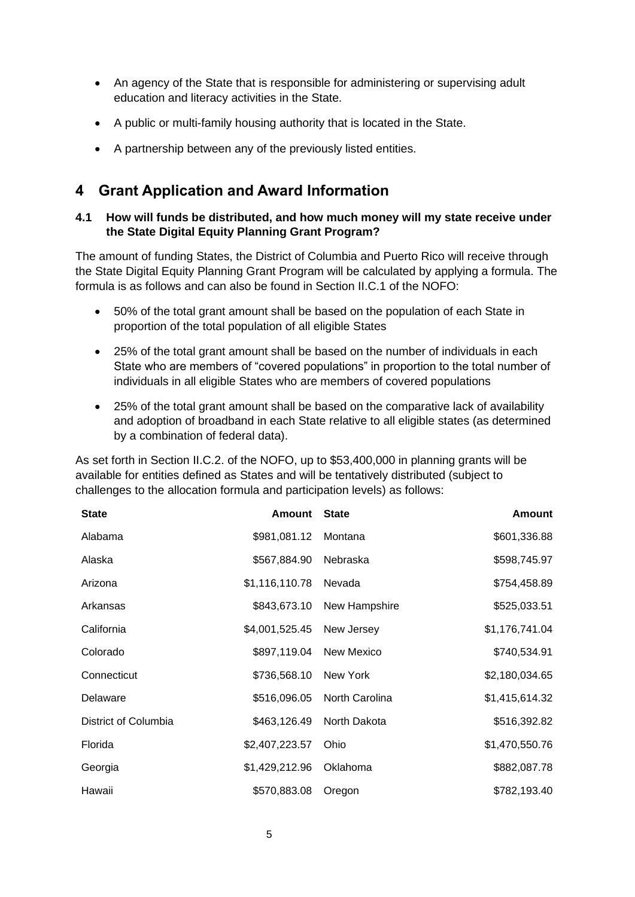- An agency of the State that is responsible for administering or supervising adult education and literacy activities in the State.
- A public or multi-family housing authority that is located in the State.
- A partnership between any of the previously listed entities.

# 4 Grant Application and Award Information

### 4.1 How will funds be distributed, and how much money will my state receive under the State Digital Equity Planning Grant Program?

The amount of funding States, the District of Columbia and Puerto Rico will receive through the State Digital Equity Planning Grant Program will be calculated by applying a formula. The formula is as follows and can also be found in Section II.C.1 of the NOFO:

- 50% of the total grant amount shall be based on the population of each State in proportion of the total population of all eligible States
- 25% of the total grant amount shall be based on the number of individuals in each State who are members of "covered populations" in proportion to the total number of individuals in all eligible States who are members of covered populations
- 25% of the total grant amount shall be based on the comparative lack of availability and adoption of broadband in each State relative to all eligible states (as determined by a combination of federal data).

As set forth in Section II.C.2. of the NOFO, up to $53,400,000 in planning grants will be available for entities defined as States and will be tentatively distributed (subject to challenges to the allocation formula and participation levels) as follows:

| State | Amount | State | Amount |
|---|---:|---|---:|
| Alabama | $981,081.12 | Montana | $601,336.88 |
| Alaska | $567,884.90 | Nebraska | $598,745.97 |
| Arizona | $1,116,110.78 | Nevada | $754,458.89 |
| Arkansas | $843,673.10 | New Hampshire | $525,033.51 |
| California | $4,001,525.45 | New Jersey | $1,176,741.04 |
| Colorado | $897,119.04 | New Mexico | $740,534.91 |
| Connecticut | $736,568.10 | New York | $2,180,034.65 |
| Delaware | $516,096.05 | North Carolina | $1,415,614.32 |
| District of Columbia | $463,126.49 | North Dakota | $516,392.82 |
| Florida | $2,407,223.57 | Ohio | $1,470,550.76 |
| Georgia | $1,429,212.96 | Oklahoma | $882,087.78 |
| Hawaii | $570,883.08 | Oregon | $782,193.40 |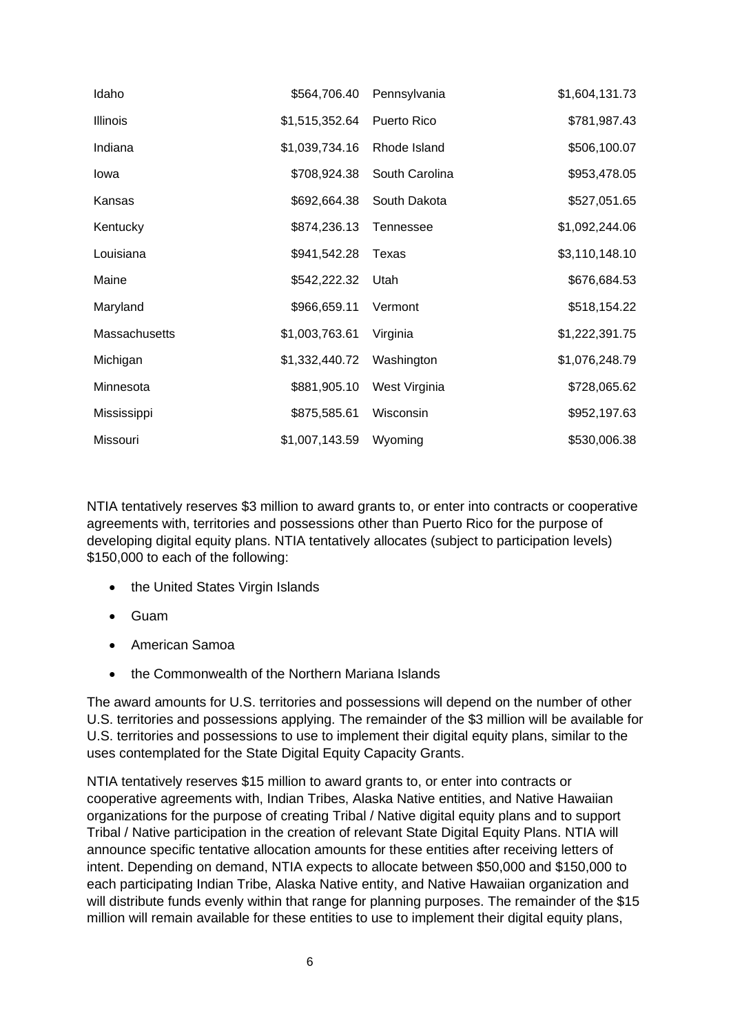| | | | |
|---|---|---|---|
| Idaho | $564,706.40 | Pennsylvania | $1,604,131.73 |
| Illinois | $1,515,352.64 | Puerto Rico | $781,987.43 |
| Indiana | $1,039,734.16 | Rhode Island | $506,100.07 |
| Iowa | $708,924.38 | South Carolina | $953,478.05 |
| Kansas | $692,664.38 | South Dakota | $527,051.65 |
| Kentucky | $874,236.13 | Tennessee | $1,092,244.06 |
| Louisiana | $941,542.28 | Texas | $3,110,148.10 |
| Maine | $542,222.32 | Utah | $676,684.53 |
| Maryland | $966,659.11 | Vermont | $518,154.22 |
| Massachusetts | $1,003,763.61 | Virginia | $1,222,391.75 |
| Michigan | $1,332,440.72 | Washington | $1,076,248.79 |
| Minnesota | $881,905.10 | West Virginia | $728,065.62 |
| Mississippi | $875,585.61 | Wisconsin | $952,197.63 |
| Missouri | $1,007,143.59 | Wyoming | $530,006.38 |

NTIA tentatively reserves $3 million to award grants to, or enter into contracts or cooperative agreements with, territories and possessions other than Puerto Rico for the purpose of developing digital equity plans. NTIA tentatively allocates (subject to participation levels) $150,000 to each of the following:

- the United States Virgin Islands
- Guam
- American Samoa
- the Commonwealth of the Northern Mariana Islands

The award amounts for U.S. territories and possessions will depend on the number of other U.S. territories and possessions applying. The remainder of the $3 million will be available for U.S. territories and possessions to use to implement their digital equity plans, similar to the uses contemplated for the State Digital Equity Capacity Grants.

NTIA tentatively reserves $15 million to award grants to, or enter into contracts or cooperative agreements with, Indian Tribes, Alaska Native entities, and Native Hawaiian organizations for the purpose of creating Tribal / Native digital equity plans and to support Tribal / Native participation in the creation of relevant State Digital Equity Plans. NTIA will announce specific tentative allocation amounts for these entities after receiving letters of intent. Depending on demand, NTIA expects to allocate between $50,000 and $150,000 to each participating Indian Tribe, Alaska Native entity, and Native Hawaiian organization and will distribute funds evenly within that range for planning purposes. The remainder of the $15 million will remain available for these entities to use to implement their digital equity plans,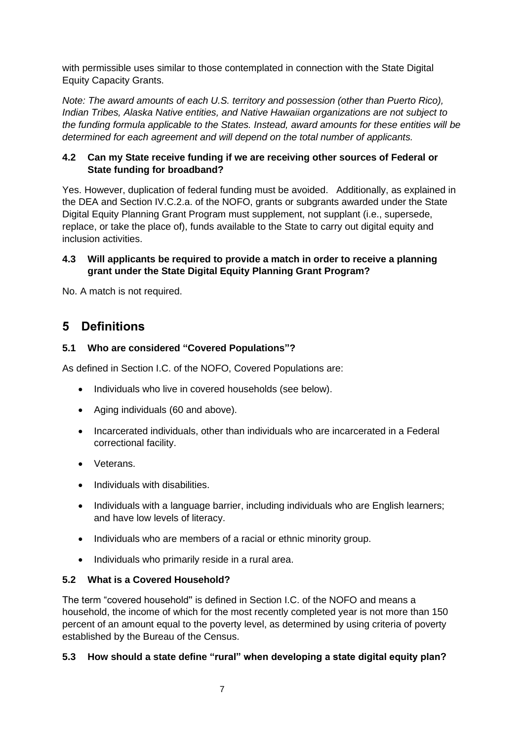with permissible uses similar to those contemplated in connection with the State Digital Equity Capacity Grants.

*Note: The award amounts of each U.S. territory and possession (other than Puerto Rico), Indian Tribes, Alaska Native entities, and Native Hawaiian organizations are not subject to the funding formula applicable to the States. Instead, award amounts for these entities will be determined for each agreement and will depend on the total number of applicants.*

### 4.2 Can my State receive funding if we are receiving other sources of Federal or State funding for broadband?

Yes. However, duplication of federal funding must be avoided. Additionally, as explained in the DEA and Section IV.C.2.a. of the NOFO, grants or subgrants awarded under the State Digital Equity Planning Grant Program must supplement, not supplant (i.e., supersede, replace, or take the place of), funds available to the State to carry out digital equity and inclusion activities.

### 4.3 Will applicants be required to provide a match in order to receive a planning grant under the State Digital Equity Planning Grant Program?

No. A match is not required.

## 5 Definitions

### 5.1 Who are considered "Covered Populations"?

As defined in Section I.C. of the NOFO, Covered Populations are:

- Individuals who live in covered households (see below).
- Aging individuals (60 and above).
- Incarcerated individuals, other than individuals who are incarcerated in a Federal correctional facility.
- Veterans.
- Individuals with disabilities.
- Individuals with a language barrier, including individuals who are English learners; and have low levels of literacy.
- Individuals who are members of a racial or ethnic minority group.
- Individuals who primarily reside in a rural area.

### 5.2 What is a Covered Household?

The term "covered household" is defined in Section I.C. of the NOFO and means a household, the income of which for the most recently completed year is not more than 150 percent of an amount equal to the poverty level, as determined by using criteria of poverty established by the Bureau of the Census.

### 5.3 How should a state define "rural" when developing a state digital equity plan?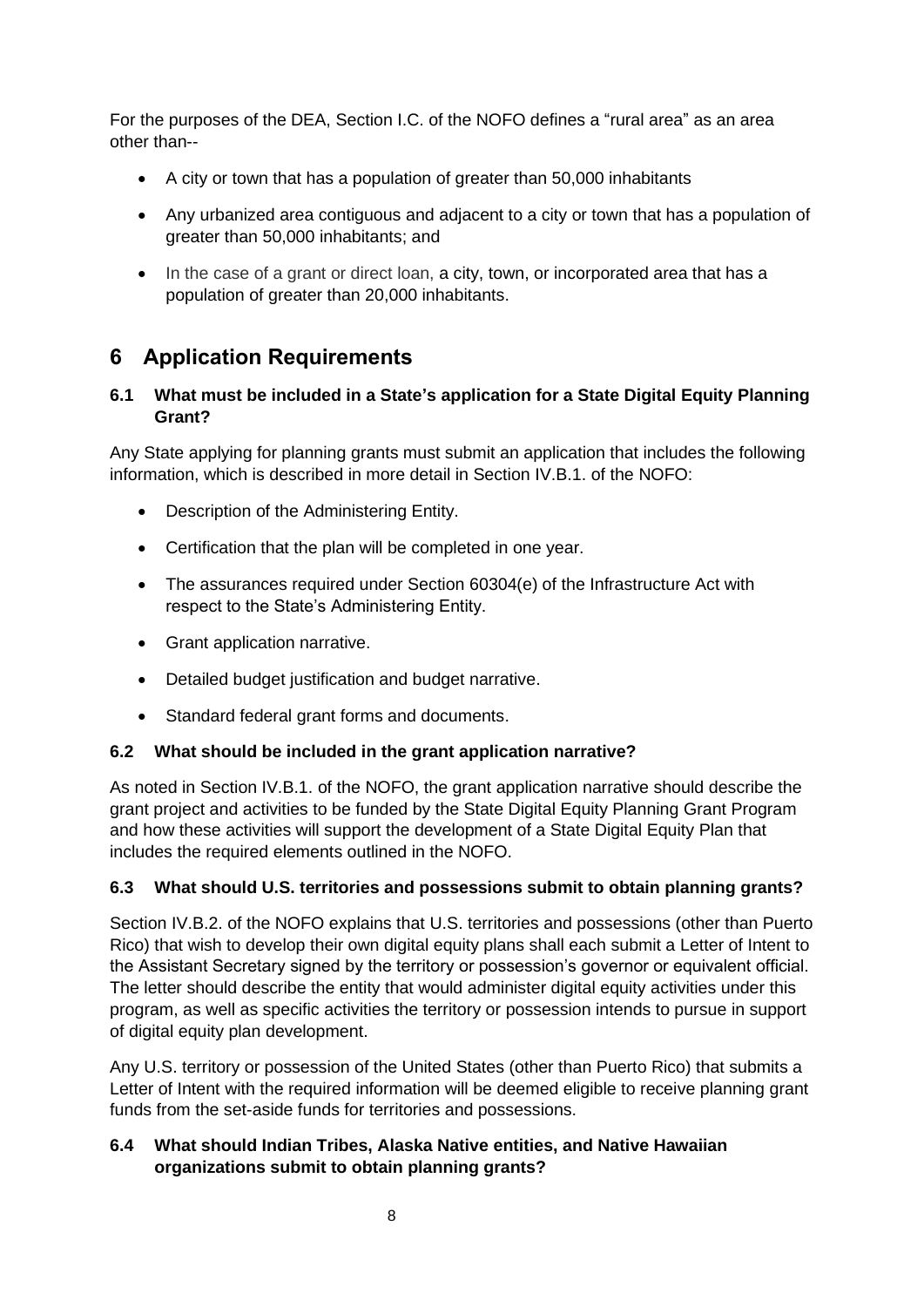For the purposes of the DEA, Section I.C. of the NOFO defines a "rural area" as an area other than--

- A city or town that has a population of greater than 50,000 inhabitants
- Any urbanized area contiguous and adjacent to a city or town that has a population of greater than 50,000 inhabitants; and
- In the case of a grant or direct loan, a city, town, or incorporated area that has a population of greater than 20,000 inhabitants.

# 6 Application Requirements

### 6.1 What must be included in a State's application for a State Digital Equity Planning Grant?

Any State applying for planning grants must submit an application that includes the following information, which is described in more detail in Section IV.B.1. of the NOFO:

- Description of the Administering Entity.
- Certification that the plan will be completed in one year.
- The assurances required under Section 60304(e) of the Infrastructure Act with respect to the State's Administering Entity.
- Grant application narrative.
- Detailed budget justification and budget narrative.
- Standard federal grant forms and documents.

### 6.2 What should be included in the grant application narrative?

As noted in Section IV.B.1. of the NOFO, the grant application narrative should describe the grant project and activities to be funded by the State Digital Equity Planning Grant Program and how these activities will support the development of a State Digital Equity Plan that includes the required elements outlined in the NOFO.

### 6.3 What should U.S. territories and possessions submit to obtain planning grants?

Section IV.B.2. of the NOFO explains that U.S. territories and possessions (other than Puerto Rico) that wish to develop their own digital equity plans shall each submit a Letter of Intent to the Assistant Secretary signed by the territory or possession's governor or equivalent official. The letter should describe the entity that would administer digital equity activities under this program, as well as specific activities the territory or possession intends to pursue in support of digital equity plan development.

Any U.S. territory or possession of the United States (other than Puerto Rico) that submits a Letter of Intent with the required information will be deemed eligible to receive planning grant funds from the set-aside funds for territories and possessions.

### 6.4 What should Indian Tribes, Alaska Native entities, and Native Hawaiian organizations submit to obtain planning grants?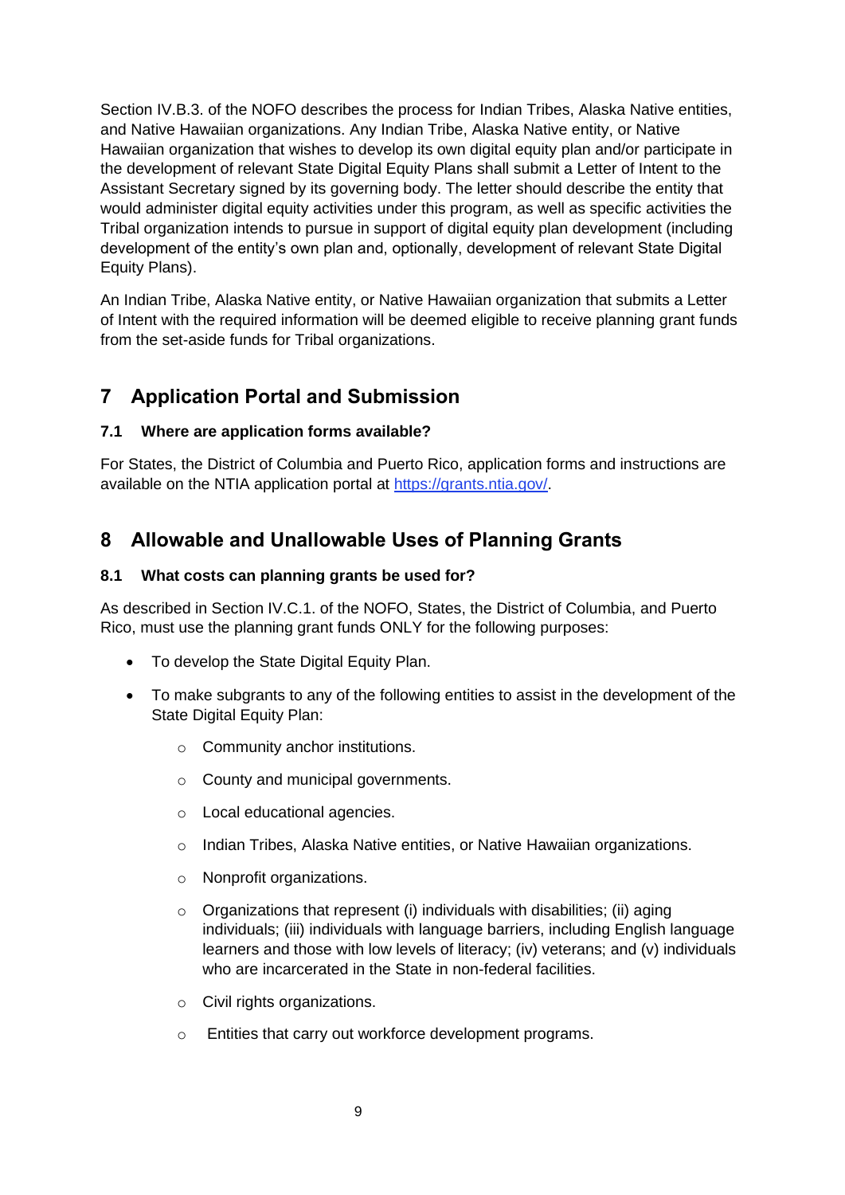Section IV.B.3. of the NOFO describes the process for Indian Tribes, Alaska Native entities, and Native Hawaiian organizations. Any Indian Tribe, Alaska Native entity, or Native Hawaiian organization that wishes to develop its own digital equity plan and/or participate in the development of relevant State Digital Equity Plans shall submit a Letter of Intent to the Assistant Secretary signed by its governing body. The letter should describe the entity that would administer digital equity activities under this program, as well as specific activities the Tribal organization intends to pursue in support of digital equity plan development (including development of the entity's own plan and, optionally, development of relevant State Digital Equity Plans).

An Indian Tribe, Alaska Native entity, or Native Hawaiian organization that submits a Letter of Intent with the required information will be deemed eligible to receive planning grant funds from the set-aside funds for Tribal organizations.

# 7 Application Portal and Submission

### 7.1 Where are application forms available?

For States, the District of Columbia and Puerto Rico, application forms and instructions are available on the NTIA application portal at [https://grants.ntia.gov/](https://grants.ntia.gov/).

# 8 Allowable and Unallowable Uses of Planning Grants

### 8.1 What costs can planning grants be used for?

As described in Section IV.C.1. of the NOFO, States, the District of Columbia, and Puerto Rico, must use the planning grant funds ONLY for the following purposes:

- To develop the State Digital Equity Plan.
- To make subgrants to any of the following entities to assist in the development of the State Digital Equity Plan:
    - Community anchor institutions.
    - County and municipal governments.
    - Local educational agencies.
    - Indian Tribes, Alaska Native entities, or Native Hawaiian organizations.
    - Nonprofit organizations.
    - Organizations that represent (i) individuals with disabilities; (ii) aging individuals; (iii) individuals with language barriers, including English language learners and those with low levels of literacy; (iv) veterans; and (v) individuals who are incarcerated in the State in non-federal facilities.
    - Civil rights organizations.
    - Entities that carry out workforce development programs.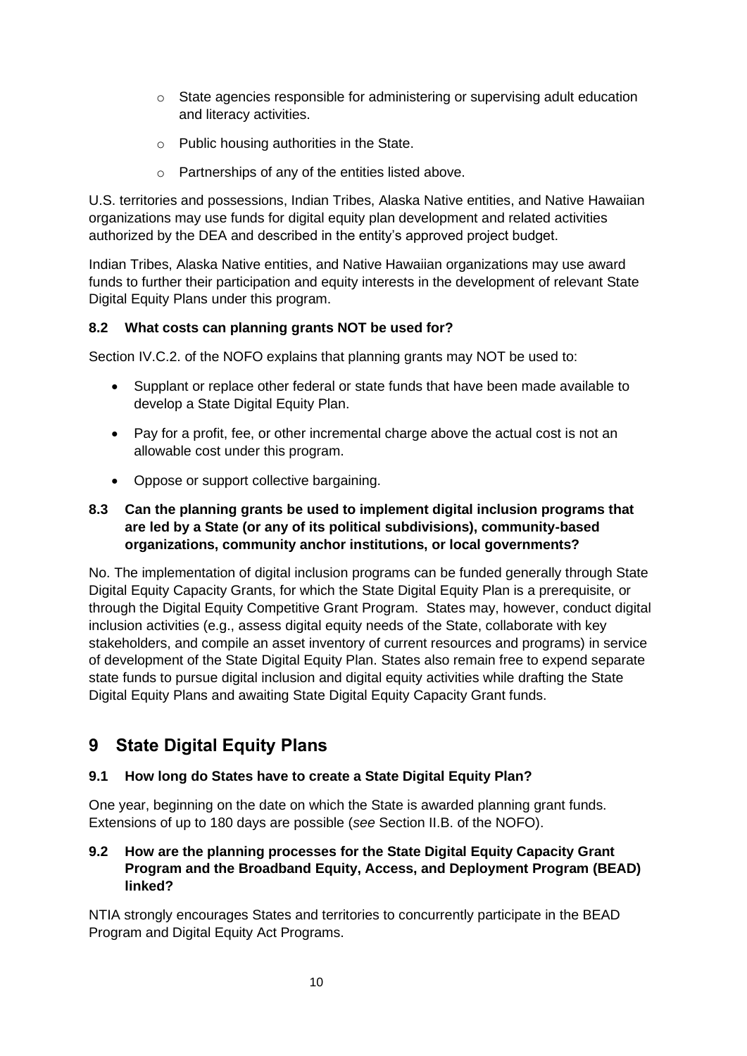- State agencies responsible for administering or supervising adult education and literacy activities.
  - Public housing authorities in the State.
  - Partnerships of any of the entities listed above.

U.S. territories and possessions, Indian Tribes, Alaska Native entities, and Native Hawaiian organizations may use funds for digital equity plan development and related activities authorized by the DEA and described in the entity's approved project budget.

Indian Tribes, Alaska Native entities, and Native Hawaiian organizations may use award funds to further their participation and equity interests in the development of relevant State Digital Equity Plans under this program.

### 8.2 What costs can planning grants NOT be used for?

Section IV.C.2. of the NOFO explains that planning grants may NOT be used to:

- Supplant or replace other federal or state funds that have been made available to develop a State Digital Equity Plan.
- Pay for a profit, fee, or other incremental charge above the actual cost is not an allowable cost under this program.
- Oppose or support collective bargaining.

### 8.3 Can the planning grants be used to implement digital inclusion programs that are led by a State (or any of its political subdivisions), community-based organizations, community anchor institutions, or local governments?

No. The implementation of digital inclusion programs can be funded generally through State Digital Equity Capacity Grants, for which the State Digital Equity Plan is a prerequisite, or through the Digital Equity Competitive Grant Program. States may, however, conduct digital inclusion activities (e.g., assess digital equity needs of the State, collaborate with key stakeholders, and compile an asset inventory of current resources and programs) in service of development of the State Digital Equity Plan. States also remain free to expend separate state funds to pursue digital inclusion and digital equity activities while drafting the State Digital Equity Plans and awaiting State Digital Equity Capacity Grant funds.

## 9 State Digital Equity Plans

### 9.1 How long do States have to create a State Digital Equity Plan?

One year, beginning on the date on which the State is awarded planning grant funds. Extensions of up to 180 days are possible (*see* Section II.B. of the NOFO).

### 9.2 How are the planning processes for the State Digital Equity Capacity Grant Program and the Broadband Equity, Access, and Deployment Program (BEAD) linked?

NTIA strongly encourages States and territories to concurrently participate in the BEAD Program and Digital Equity Act Programs.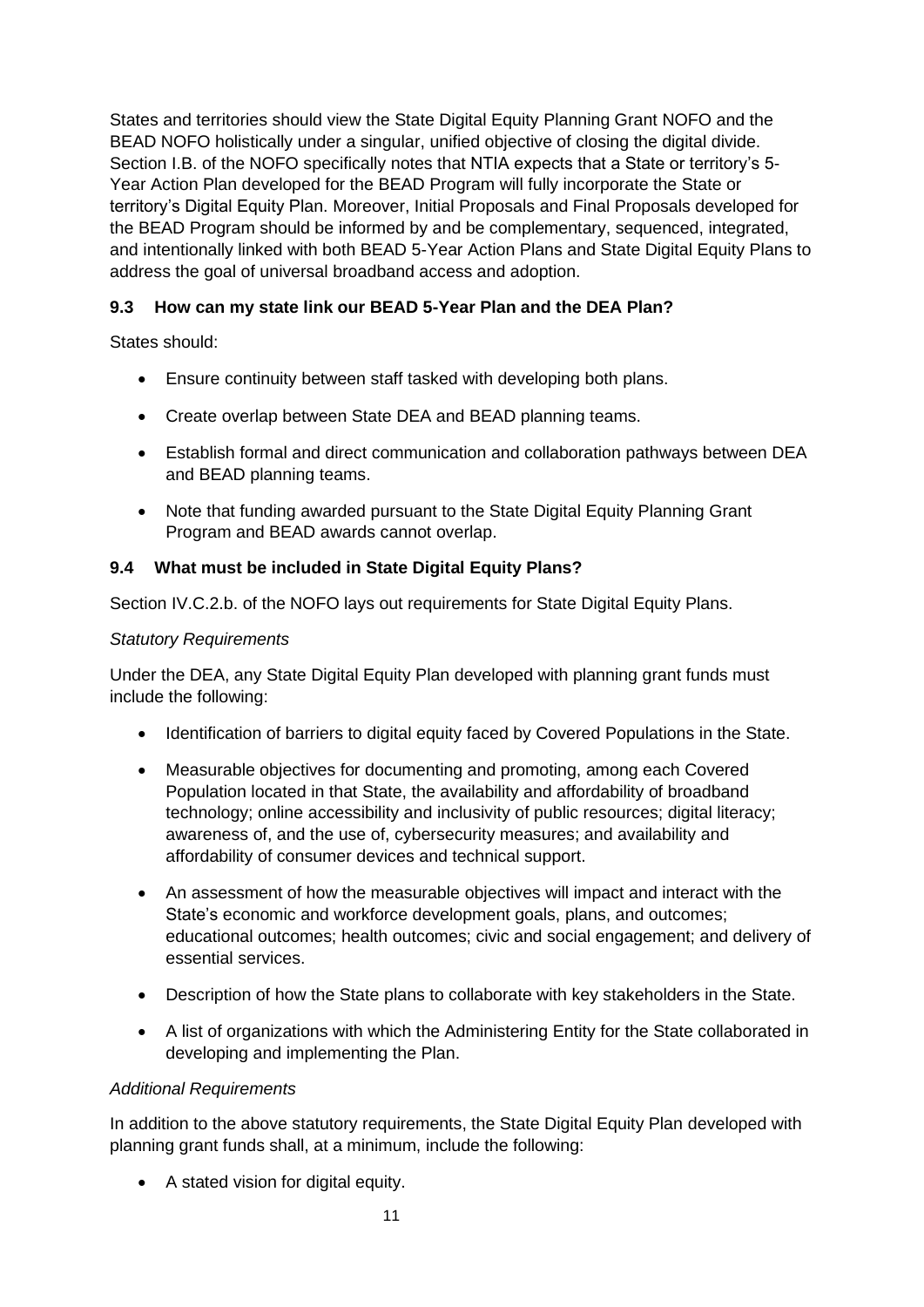States and territories should view the State Digital Equity Planning Grant NOFO and the BEAD NOFO holistically under a singular, unified objective of closing the digital divide. Section I.B. of the NOFO specifically notes that NTIA expects that a State or territory's 5-Year Action Plan developed for the BEAD Program will fully incorporate the State or territory's Digital Equity Plan. Moreover, Initial Proposals and Final Proposals developed for the BEAD Program should be informed by and be complementary, sequenced, integrated, and intentionally linked with both BEAD 5-Year Action Plans and State Digital Equity Plans to address the goal of universal broadband access and adoption.

### 9.3 How can my state link our BEAD 5-Year Plan and the DEA Plan?

States should:

- Ensure continuity between staff tasked with developing both plans.
- Create overlap between State DEA and BEAD planning teams.
- Establish formal and direct communication and collaboration pathways between DEA and BEAD planning teams.
- Note that funding awarded pursuant to the State Digital Equity Planning Grant Program and BEAD awards cannot overlap.

### 9.4 What must be included in State Digital Equity Plans?

Section IV.C.2.b. of the NOFO lays out requirements for State Digital Equity Plans.

*Statutory Requirements*

Under the DEA, any State Digital Equity Plan developed with planning grant funds must include the following:

- Identification of barriers to digital equity faced by Covered Populations in the State.
- Measurable objectives for documenting and promoting, among each Covered Population located in that State, the availability and affordability of broadband technology; online accessibility and inclusivity of public resources; digital literacy; awareness of, and the use of, cybersecurity measures; and availability and affordability of consumer devices and technical support.
- An assessment of how the measurable objectives will impact and interact with the State's economic and workforce development goals, plans, and outcomes; educational outcomes; health outcomes; civic and social engagement; and delivery of essential services.
- Description of how the State plans to collaborate with key stakeholders in the State.
- A list of organizations with which the Administering Entity for the State collaborated in developing and implementing the Plan.

*Additional Requirements*

In addition to the above statutory requirements, the State Digital Equity Plan developed with planning grant funds shall, at a minimum, include the following:

- A stated vision for digital equity.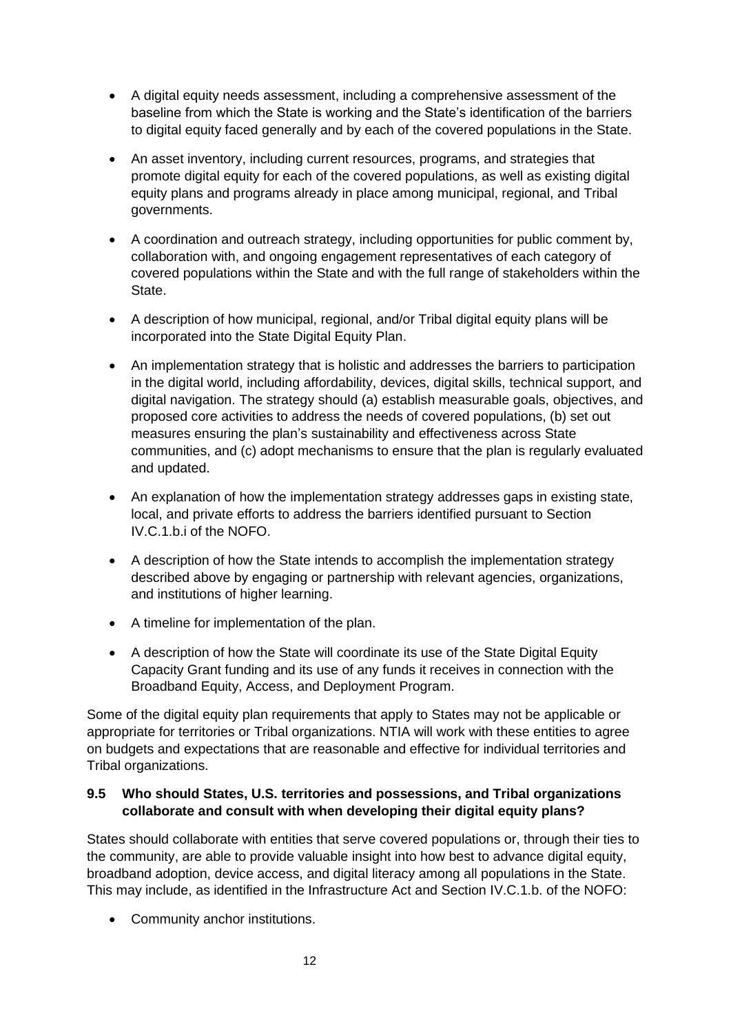- A digital equity needs assessment, including a comprehensive assessment of the baseline from which the State is working and the State's identification of the barriers to digital equity faced generally and by each of the covered populations in the State.
- An asset inventory, including current resources, programs, and strategies that promote digital equity for each of the covered populations, as well as existing digital equity plans and programs already in place among municipal, regional, and Tribal governments.
- A coordination and outreach strategy, including opportunities for public comment by, collaboration with, and ongoing engagement representatives of each category of covered populations within the State and with the full range of stakeholders within the State.
- A description of how municipal, regional, and/or Tribal digital equity plans will be incorporated into the State Digital Equity Plan.
- An implementation strategy that is holistic and addresses the barriers to participation in the digital world, including affordability, devices, digital skills, technical support, and digital navigation. The strategy should (a) establish measurable goals, objectives, and proposed core activities to address the needs of covered populations, (b) set out measures ensuring the plan's sustainability and effectiveness across State communities, and (c) adopt mechanisms to ensure that the plan is regularly evaluated and updated.
- An explanation of how the implementation strategy addresses gaps in existing state, local, and private efforts to address the barriers identified pursuant to Section IV.C.1.b.i of the NOFO.
- A description of how the State intends to accomplish the implementation strategy described above by engaging or partnership with relevant agencies, organizations, and institutions of higher learning.
- A timeline for implementation of the plan.
- A description of how the State will coordinate its use of the State Digital Equity Capacity Grant funding and its use of any funds it receives in connection with the Broadband Equity, Access, and Deployment Program.

Some of the digital equity plan requirements that apply to States may not be applicable or appropriate for territories or Tribal organizations. NTIA will work with these entities to agree on budgets and expectations that are reasonable and effective for individual territories and Tribal organizations.

### 9.5 Who should States, U.S. territories and possessions, and Tribal organizations collaborate and consult with when developing their digital equity plans?

States should collaborate with entities that serve covered populations or, through their ties to the community, are able to provide valuable insight into how best to advance digital equity, broadband adoption, device access, and digital literacy among all populations in the State. This may include, as identified in the Infrastructure Act and Section IV.C.1.b. of the NOFO:

- Community anchor institutions.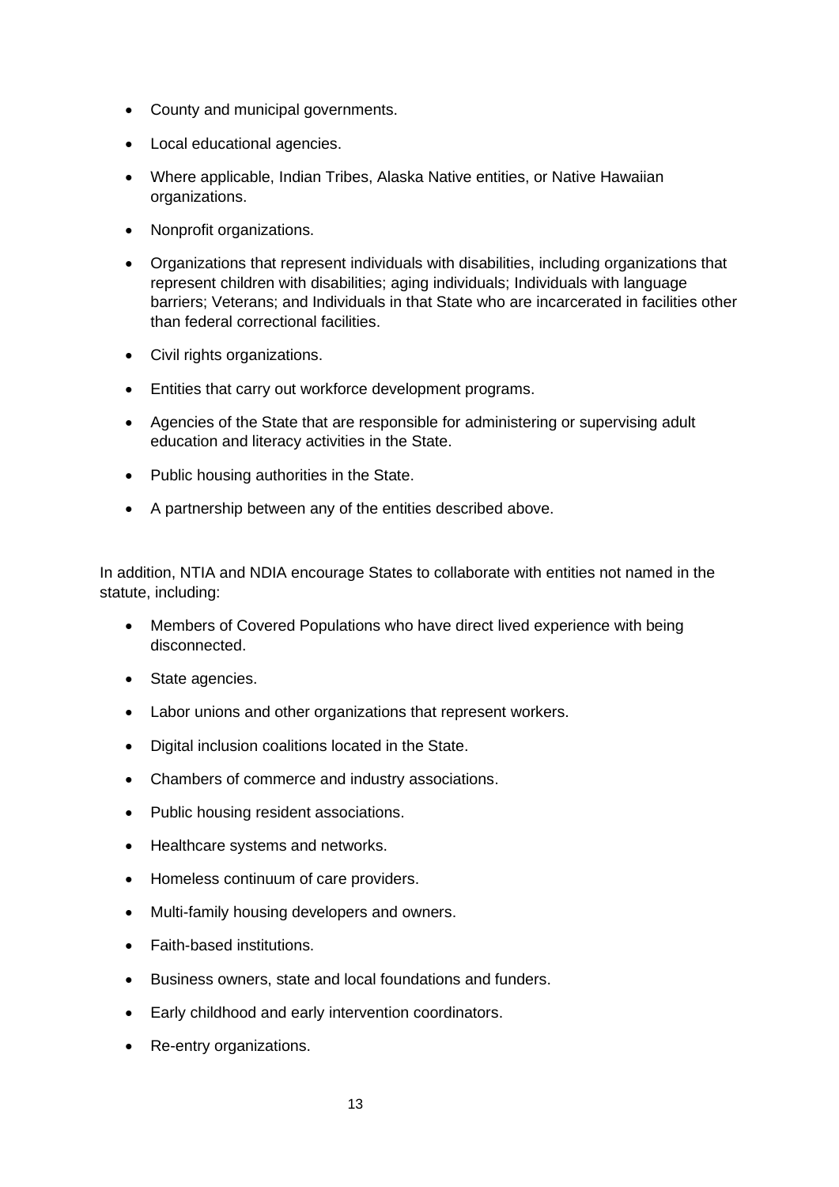- County and municipal governments.
- Local educational agencies.
- Where applicable, Indian Tribes, Alaska Native entities, or Native Hawaiian organizations.
- Nonprofit organizations.
- Organizations that represent individuals with disabilities, including organizations that represent children with disabilities; aging individuals; Individuals with language barriers; Veterans; and Individuals in that State who are incarcerated in facilities other than federal correctional facilities.
- Civil rights organizations.
- Entities that carry out workforce development programs.
- Agencies of the State that are responsible for administering or supervising adult education and literacy activities in the State.
- Public housing authorities in the State.
- A partnership between any of the entities described above.

In addition, NTIA and NDIA encourage States to collaborate with entities not named in the statute, including:

- Members of Covered Populations who have direct lived experience with being disconnected.
- State agencies.
- Labor unions and other organizations that represent workers.
- Digital inclusion coalitions located in the State.
- Chambers of commerce and industry associations.
- Public housing resident associations.
- Healthcare systems and networks.
- Homeless continuum of care providers.
- Multi-family housing developers and owners.
- Faith-based institutions.
- Business owners, state and local foundations and funders.
- Early childhood and early intervention coordinators.
- Re-entry organizations.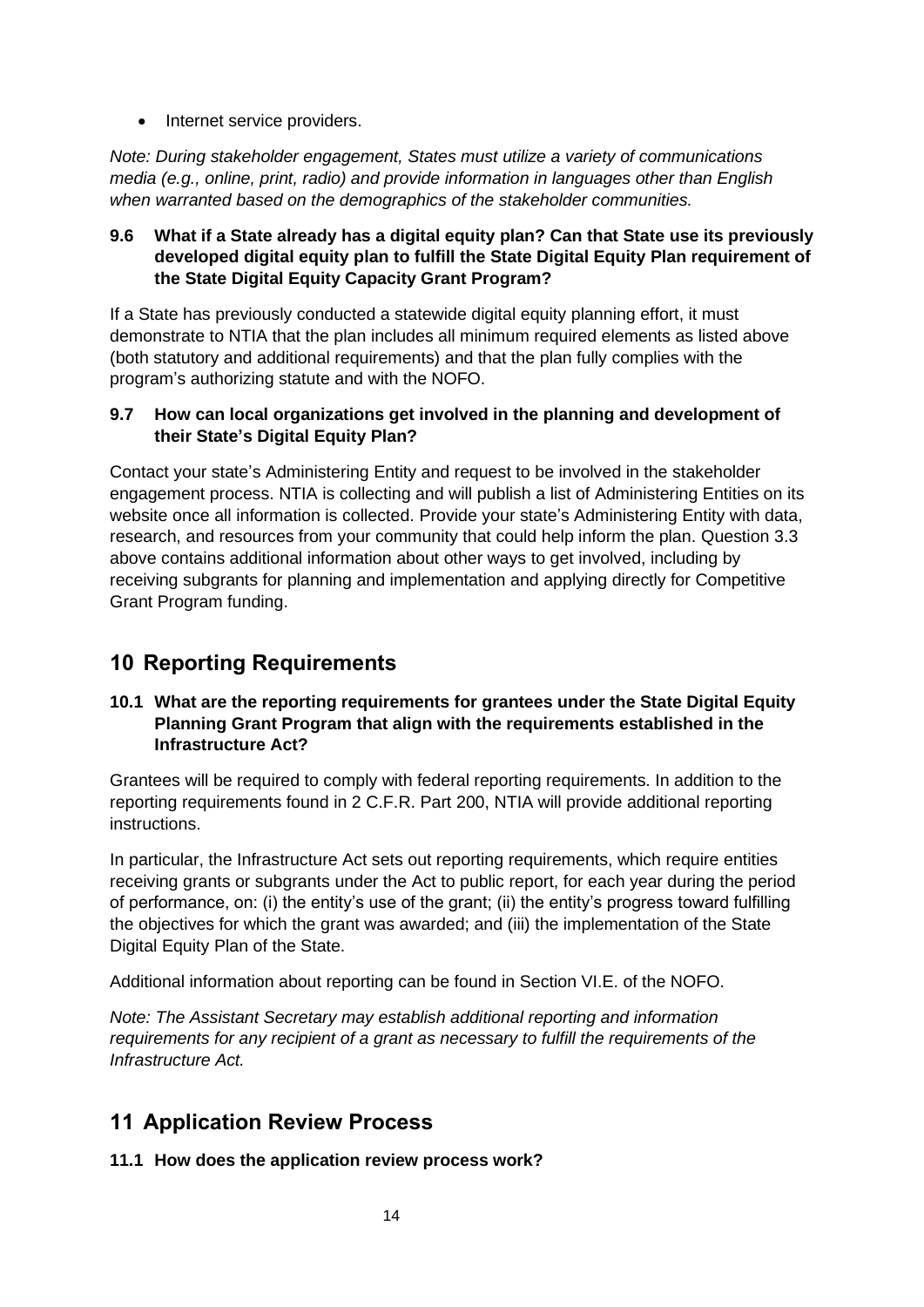- Internet service providers.

*Note: During stakeholder engagement, States must utilize a variety of communications media (e.g., online, print, radio) and provide information in languages other than English when warranted based on the demographics of the stakeholder communities.*

### 9.6 What if a State already has a digital equity plan? Can that State use its previously developed digital equity plan to fulfill the State Digital Equity Plan requirement of the State Digital Equity Capacity Grant Program?

If a State has previously conducted a statewide digital equity planning effort, it must demonstrate to NTIA that the plan includes all minimum required elements as listed above (both statutory and additional requirements) and that the plan fully complies with the program's authorizing statute and with the NOFO.

### 9.7 How can local organizations get involved in the planning and development of their State's Digital Equity Plan?

Contact your state's Administering Entity and request to be involved in the stakeholder engagement process. NTIA is collecting and will publish a list of Administering Entities on its website once all information is collected. Provide your state's Administering Entity with data, research, and resources from your community that could help inform the plan. Question 3.3 above contains additional information about other ways to get involved, including by receiving subgrants for planning and implementation and applying directly for Competitive Grant Program funding.

## 10 Reporting Requirements

### 10.1 What are the reporting requirements for grantees under the State Digital Equity Planning Grant Program that align with the requirements established in the Infrastructure Act?

Grantees will be required to comply with federal reporting requirements. In addition to the reporting requirements found in 2 C.F.R. Part 200, NTIA will provide additional reporting instructions.

In particular, the Infrastructure Act sets out reporting requirements, which require entities receiving grants or subgrants under the Act to public report, for each year during the period of performance, on: (i) the entity's use of the grant; (ii) the entity's progress toward fulfilling the objectives for which the grant was awarded; and (iii) the implementation of the State Digital Equity Plan of the State.

Additional information about reporting can be found in Section VI.E. of the NOFO.

*Note: The Assistant Secretary may establish additional reporting and information requirements for any recipient of a grant as necessary to fulfill the requirements of the Infrastructure Act.*

## 11 Application Review Process

### 11.1 How does the application review process work?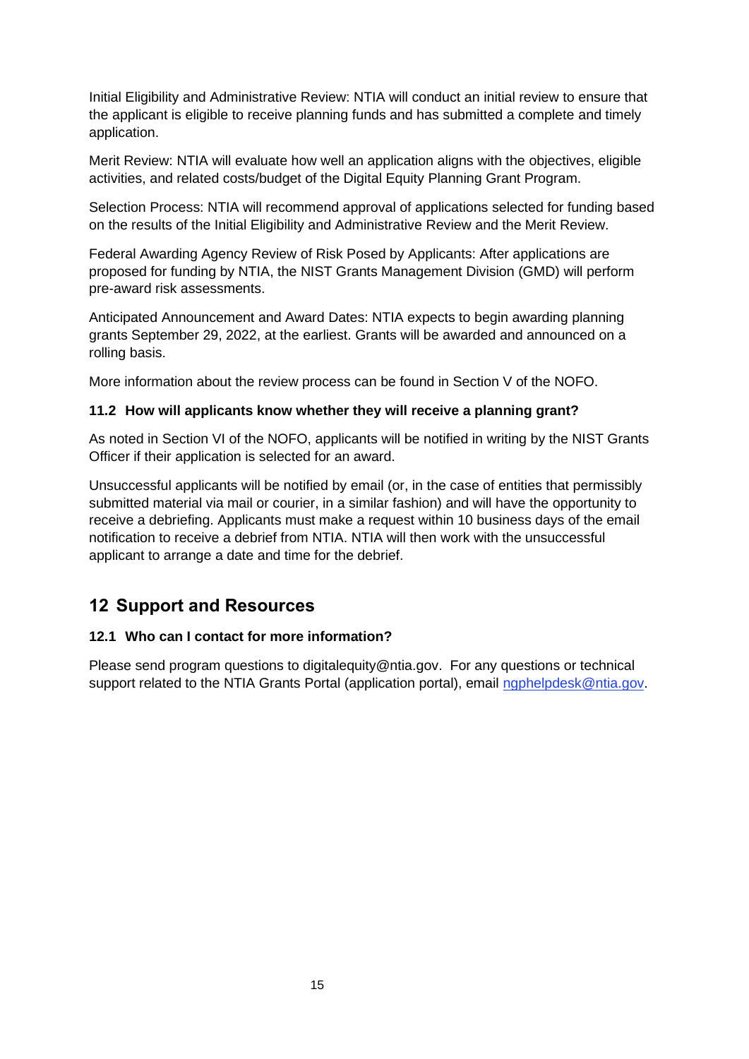Initial Eligibility and Administrative Review: NTIA will conduct an initial review to ensure that the applicant is eligible to receive planning funds and has submitted a complete and timely application.

Merit Review: NTIA will evaluate how well an application aligns with the objectives, eligible activities, and related costs/budget of the Digital Equity Planning Grant Program.

Selection Process: NTIA will recommend approval of applications selected for funding based on the results of the Initial Eligibility and Administrative Review and the Merit Review.

Federal Awarding Agency Review of Risk Posed by Applicants: After applications are proposed for funding by NTIA, the NIST Grants Management Division (GMD) will perform pre-award risk assessments.

Anticipated Announcement and Award Dates: NTIA expects to begin awarding planning grants September 29, 2022, at the earliest. Grants will be awarded and announced on a rolling basis.

More information about the review process can be found in Section V of the NOFO.

### 11.2 How will applicants know whether they will receive a planning grant?

As noted in Section VI of the NOFO, applicants will be notified in writing by the NIST Grants Officer if their application is selected for an award.

Unsuccessful applicants will be notified by email (or, in the case of entities that permissibly submitted material via mail or courier, in a similar fashion) and will have the opportunity to receive a debriefing. Applicants must make a request within 10 business days of the email notification to receive a debrief from NTIA. NTIA will then work with the unsuccessful applicant to arrange a date and time for the debrief.

## 12 Support and Resources

### 12.1 Who can I contact for more information?

Please send program questions to digitalequity@ntia.gov. For any questions or technical support related to the NTIA Grants Portal (application portal), email ngphelpdesk@ntia.gov.